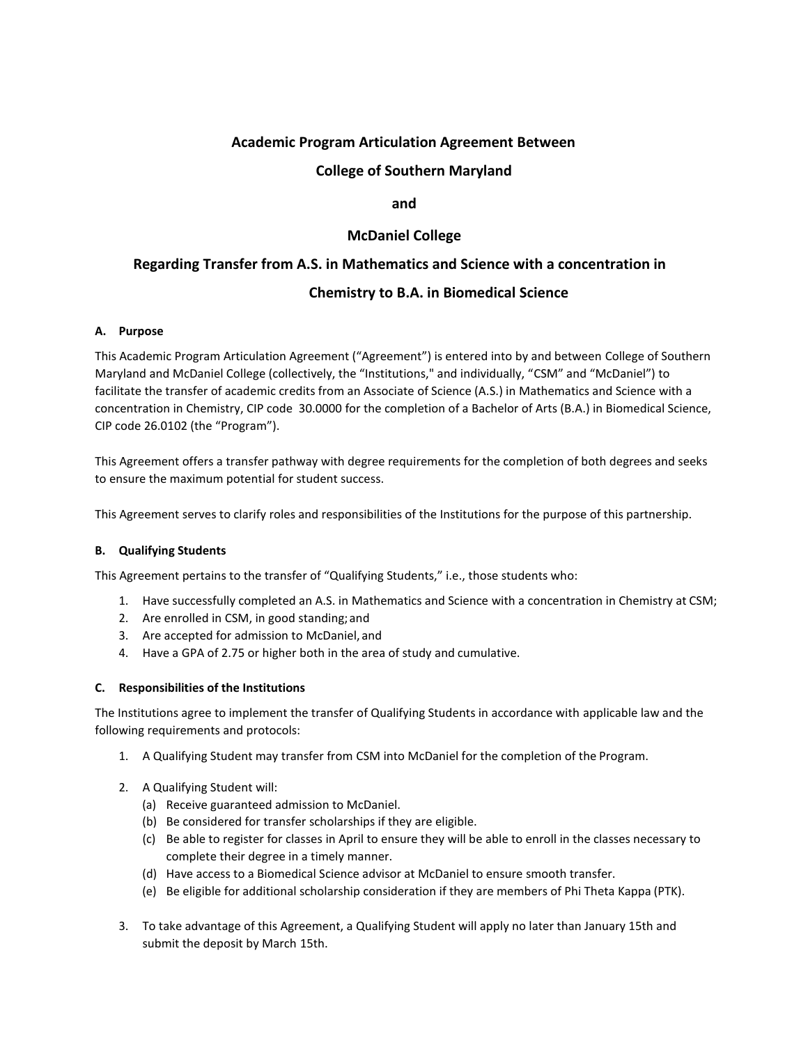# Academic Program Articulation Agreement Between

# College of Southern Maryland

# and

# McDaniel College

# Regarding Transfer from A.S. in Mathematics and Science with a concentration in Chemistry to B.A. in Biomedical Science

### A. Purpose

This Academic Program Articulation Agreement ("Agreement") is entered into by and between College of Southern Maryland and McDaniel College (collectively, the "Institutions," and individually, "CSM" and "McDaniel") to facilitate the transfer of academic credits from an Associate of Science (A.S.) in Mathematics and Science with a concentration in Chemistry, CIP code 30.0000 for the completion of a Bachelor of Arts (B.A.) in Biomedical Science, CIP code 26.0102 (the "Program").

This Agreement offers a transfer pathway with degree requirements for the completion of both degrees and seeks to ensure the maximum potential for student success.

This Agreement serves to clarify roles and responsibilities of the Institutions for the purpose of this partnership.

### B. Qualifying Students

This Agreement pertains to the transfer of "Qualifying Students," i.e., those students who:

1. Have successfully completed an A.S. in Mathematics and Science with a concentration in Chemistry at CSM;
2. Are enrolled in CSM, in good standing; and
3. Are accepted for admission to McDaniel, and
4. Have a GPA of 2.75 or higher both in the area of study and cumulative.

### C. Responsibilities of the Institutions

The Institutions agree to implement the transfer of Qualifying Students in accordance with applicable law and the following requirements and protocols:

1. A Qualifying Student may transfer from CSM into McDaniel for the completion of the Program.

2. A Qualifying Student will:
   (a) Receive guaranteed admission to McDaniel.
   (b) Be considered for transfer scholarships if they are eligible.
   (c) Be able to register for classes in April to ensure they will be able to enroll in the classes necessary to complete their degree in a timely manner.
   (d) Have access to a Biomedical Science advisor at McDaniel to ensure smooth transfer.
   (e) Be eligible for additional scholarship consideration if they are members of Phi Theta Kappa (PTK).

3. To take advantage of this Agreement, a Qualifying Student will apply no later than January 15th and submit the deposit by March 15th.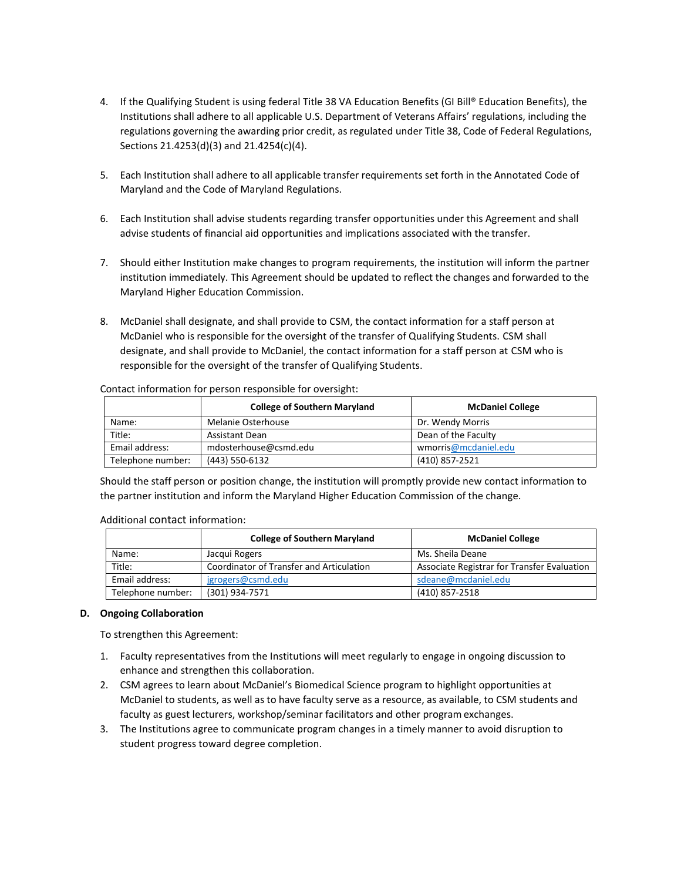4. If the Qualifying Student is using federal Title 38 VA Education Benefits (GI Bill® Education Benefits), the Institutions shall adhere to all applicable U.S. Department of Veterans Affairs' regulations, including the regulations governing the awarding prior credit, as regulated under Title 38, Code of Federal Regulations, Sections 21.4253(d)(3) and 21.4254(c)(4).

5. Each Institution shall adhere to all applicable transfer requirements set forth in the Annotated Code of Maryland and the Code of Maryland Regulations.

6. Each Institution shall advise students regarding transfer opportunities under this Agreement and shall advise students of financial aid opportunities and implications associated with the transfer.

7. Should either Institution make changes to program requirements, the institution will inform the partner institution immediately. This Agreement should be updated to reflect the changes and forwarded to the Maryland Higher Education Commission.

8. McDaniel shall designate, and shall provide to CSM, the contact information for a staff person at McDaniel who is responsible for the oversight of the transfer of Qualifying Students. CSM shall designate, and shall provide to McDaniel, the contact information for a staff person at CSM who is responsible for the oversight of the transfer of Qualifying Students.

Contact information for person responsible for oversight:

| | College of Southern Maryland | McDaniel College |
|---|---|---|
| Name: | Melanie Osterhouse | Dr. Wendy Morris |
| Title: | Assistant Dean | Dean of the Faculty |
| Email address: | mdosterhouse@csmd.edu | wmorris@mcdaniel.edu |
| Telephone number: | (443) 550-6132 | (410) 857-2521 |

Should the staff person or position change, the institution will promptly provide new contact information to the partner institution and inform the Maryland Higher Education Commission of the change.

Additional contact information:

| | College of Southern Maryland | McDaniel College |
|---|---|---|
| Name: | Jacqui Rogers | Ms. Sheila Deane |
| Title: | Coordinator of Transfer and Articulation | Associate Registrar for Transfer Evaluation |
| Email address: | jgrogers@csmd.edu | sdeane@mcdaniel.edu |
| Telephone number: | (301) 934-7571 | (410) 857-2518 |

**D. Ongoing Collaboration**

To strengthen this Agreement:

1. Faculty representatives from the Institutions will meet regularly to engage in ongoing discussion to enhance and strengthen this collaboration.
2. CSM agrees to learn about McDaniel's Biomedical Science program to highlight opportunities at McDaniel to students, as well as to have faculty serve as a resource, as available, to CSM students and faculty as guest lecturers, workshop/seminar facilitators and other program exchanges.
3. The Institutions agree to communicate program changes in a timely manner to avoid disruption to student progress toward degree completion.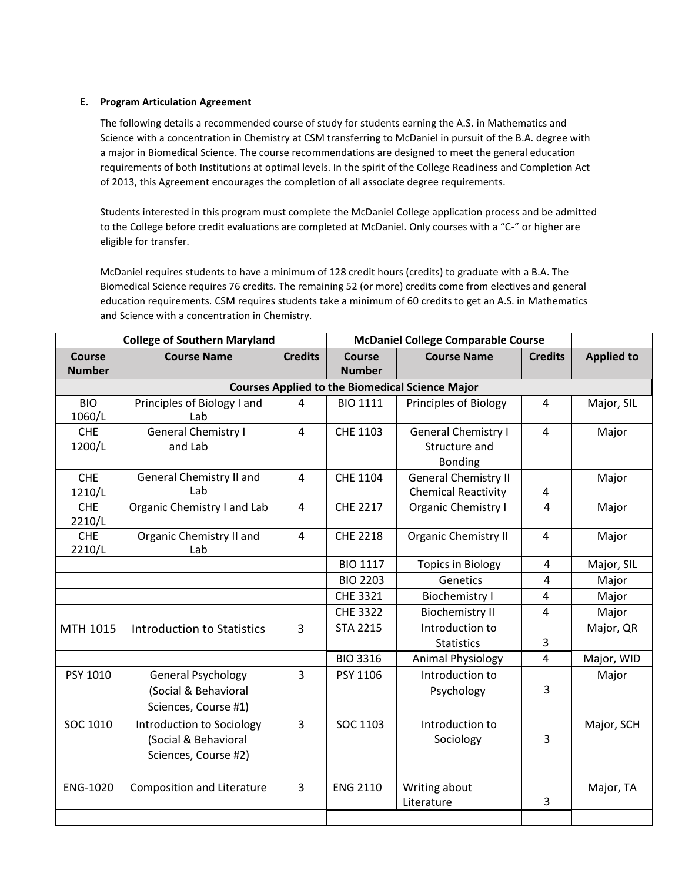**E. Program Articulation Agreement**

The following details a recommended course of study for students earning the A.S. in Mathematics and Science with a concentration in Chemistry at CSM transferring to McDaniel in pursuit of the B.A. degree with a major in Biomedical Science. The course recommendations are designed to meet the general education requirements of both Institutions at optimal levels. In the spirit of the College Readiness and Completion Act of 2013, this Agreement encourages the completion of all associate degree requirements.

Students interested in this program must complete the McDaniel College application process and be admitted to the College before credit evaluations are completed at McDaniel. Only courses with a "C-" or higher are eligible for transfer.

McDaniel requires students to have a minimum of 128 credit hours (credits) to graduate with a B.A. The Biomedical Science requires 76 credits. The remaining 52 (or more) credits come from electives and general education requirements. CSM requires students take a minimum of 60 credits to get an A.S. in Mathematics and Science with a concentration in Chemistry.

| College of Southern Maryland | | | McDaniel College Comparable Course | | | |
|---|---|---|---|---|---|---|
| Course Number | Course Name | Credits | Course Number | Course Name | Credits | Applied to |
| Courses Applied to the Biomedical Science Major | | | | | | |
| BIO 1060/L | Principles of Biology I and Lab | 4 | BIO 1111 | Principles of Biology | 4 | Major, SIL |
| CHE 1200/L | General Chemistry I and Lab | 4 | CHE 1103 | General Chemistry I Structure and Bonding | 4 | Major |
| CHE 1210/L | General Chemistry II and Lab | 4 | CHE 1104 | General Chemistry II Chemical Reactivity | 4 | Major |
| CHE 2210/L | Organic Chemistry I and Lab | 4 | CHE 2217 | Organic Chemistry I | 4 | Major |
| CHE 2210/L | Organic Chemistry II and Lab | 4 | CHE 2218 | Organic Chemistry II | 4 | Major |
| | | | BIO 1117 | Topics in Biology | 4 | Major, SIL |
| | | | BIO 2203 | Genetics | 4 | Major |
| | | | CHE 3321 | Biochemistry I | 4 | Major |
| | | | CHE 3322 | Biochemistry II | 4 | Major |
| MTH 1015 | Introduction to Statistics | 3 | STA 2215 | Introduction to Statistics | 3 | Major, QR |
| | | | BIO 3316 | Animal Physiology | 4 | Major, WID |
| PSY 1010 | General Psychology (Social & Behavioral Sciences, Course #1) | 3 | PSY 1106 | Introduction to Psychology | 3 | Major |
| SOC 1010 | Introduction to Sociology (Social & Behavioral Sciences, Course #2) | 3 | SOC 1103 | Introduction to Sociology | 3 | Major, SCH |
| ENG-1020 | Composition and Literature | 3 | ENG 2110 | Writing about Literature | 3 | Major, TA |
| | | | | | | |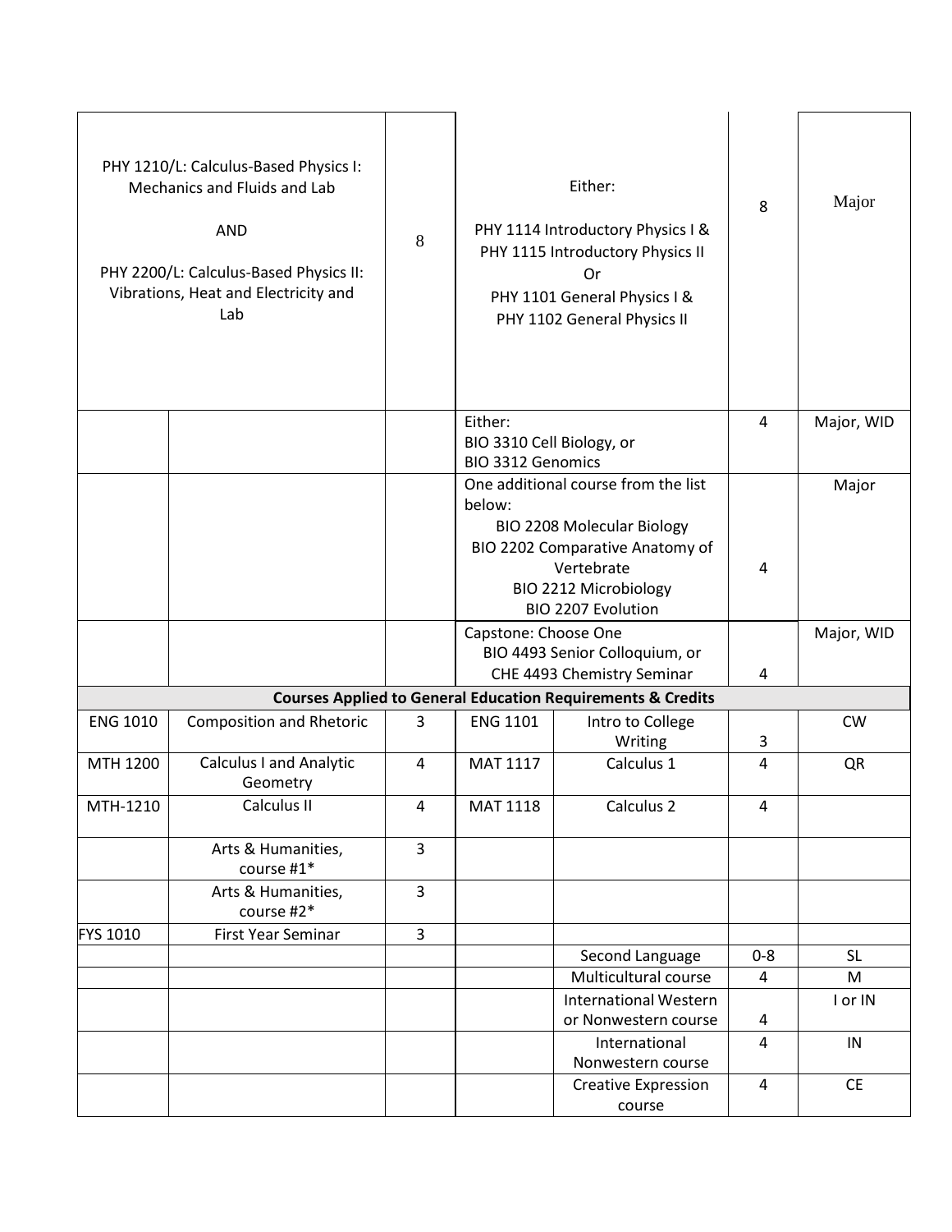| | | | | | | |
|---|---|---|---|---|---|---|
| PHY 1210/L: Calculus-Based Physics I: Mechanics and Fluids and Lab<br><br>AND<br><br>PHY 2200/L: Calculus-Based Physics II: Vibrations, Heat and Electricity and Lab | | 8 | Either:<br><br>PHY 1114 Introductory Physics I & PHY 1115 Introductory Physics II<br>Or<br>PHY 1101 General Physics I & PHY 1102 General Physics II | | 8 | Major |
| | | | Either:<br>BIO 3310 Cell Biology, or<br>BIO 3312 Genomics | | 4 | Major, WID |
| | | | One additional course from the list below:<br>BIO 2208 Molecular Biology<br>BIO 2202 Comparative Anatomy of Vertebrate<br>BIO 2212 Microbiology<br>BIO 2207 Evolution | | 4 | Major |
| | | | Capstone: Choose One<br>BIO 4493 Senior Colloquium, or<br>CHE 4493 Chemistry Seminar | | 4 | Major, WID |
| **Courses Applied to General Education Requirements & Credits** | | | | | | |
| ENG 1010 | Composition and Rhetoric | 3 | ENG 1101 | Intro to College Writing | 3 | CW |
| MTH 1200 | Calculus I and Analytic Geometry | 4 | MAT 1117 | Calculus 1 | 4 | QR |
| MTH-1210 | Calculus II | 4 | MAT 1118 | Calculus 2 | 4 | |
| | Arts & Humanities, course #1* | 3 | | | | |
| | Arts & Humanities, course #2* | 3 | | | | |
| FYS 1010 | First Year Seminar | 3 | | | | |
| | | | | Second Language | 0-8 | SL |
| | | | | Multicultural course | 4 | M |
| | | | | International Western or Nonwestern course | 4 | I or IN |
| | | | | International Nonwestern course | 4 | IN |
| | | | | Creative Expression course | 4 | CE |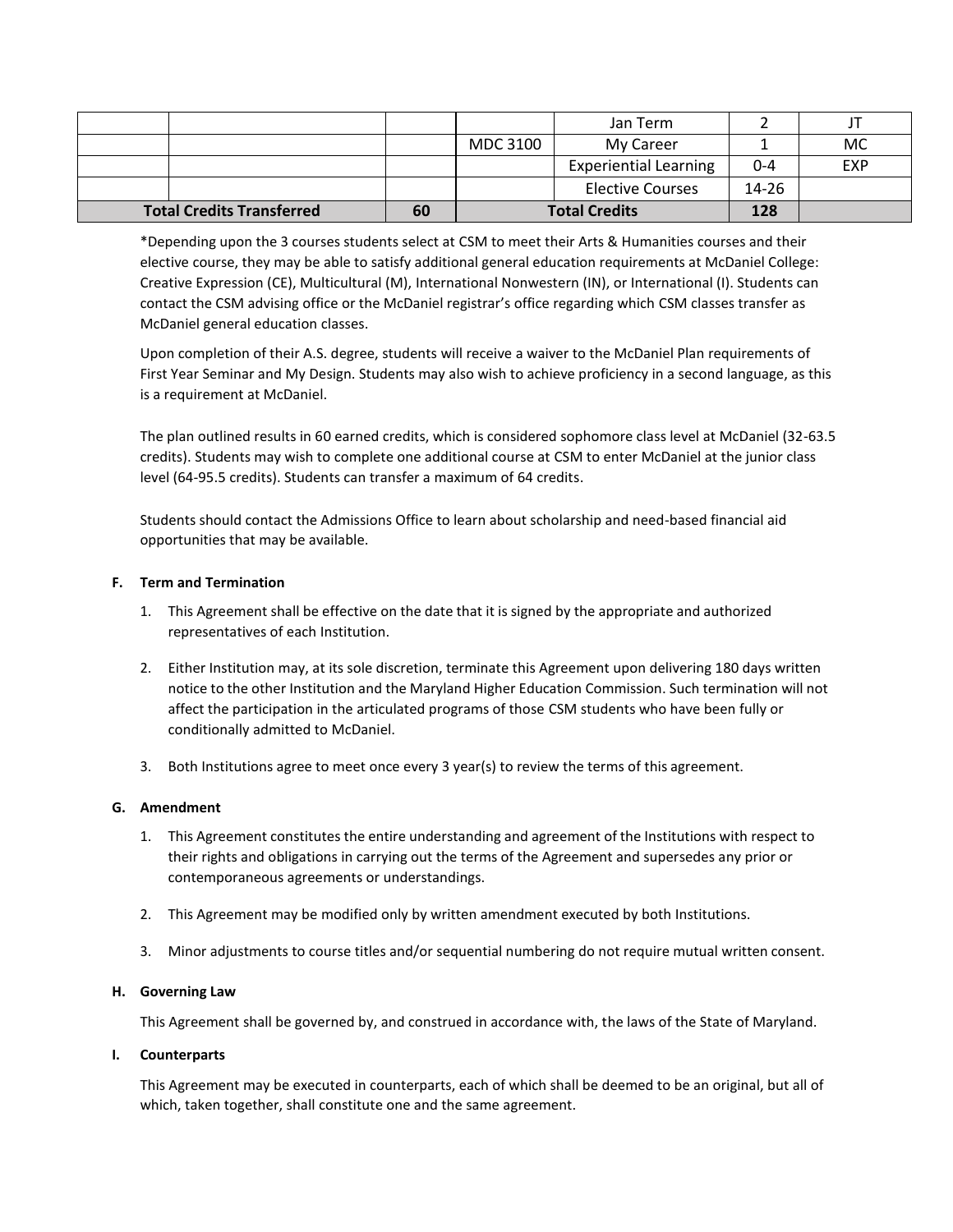| | | | | | | |
|---|---|---|---|---|---|---|
| | | | | Jan Term | 2 | JT |
| | | | MDC 3100 | My Career | 1 | MC |
| | | | | Experiential Learning | 0-4 | EXP |
| | | | | Elective Courses | 14-26 | |
| **Total Credits Transferred** | | **60** | **Total Credits** | | **128** | |

*Depending upon the 3 courses students select at CSM to meet their Arts & Humanities courses and their elective course, they may be able to satisfy additional general education requirements at McDaniel College: Creative Expression (CE), Multicultural (M), International Nonwestern (IN), or International (I). Students can contact the CSM advising office or the McDaniel registrar's office regarding which CSM classes transfer as McDaniel general education classes.

Upon completion of their A.S. degree, students will receive a waiver to the McDaniel Plan requirements of First Year Seminar and My Design. Students may also wish to achieve proficiency in a second language, as this is a requirement at McDaniel.

The plan outlined results in 60 earned credits, which is considered sophomore class level at McDaniel (32-63.5 credits). Students may wish to complete one additional course at CSM to enter McDaniel at the junior class level (64-95.5 credits). Students can transfer a maximum of 64 credits.

Students should contact the Admissions Office to learn about scholarship and need-based financial aid opportunities that may be available.

**F. Term and Termination**

1. This Agreement shall be effective on the date that it is signed by the appropriate and authorized representatives of each Institution.

2. Either Institution may, at its sole discretion, terminate this Agreement upon delivering 180 days written notice to the other Institution and the Maryland Higher Education Commission. Such termination will not affect the participation in the articulated programs of those CSM students who have been fully or conditionally admitted to McDaniel.

3. Both Institutions agree to meet once every 3 year(s) to review the terms of this agreement.

**G. Amendment**

1. This Agreement constitutes the entire understanding and agreement of the Institutions with respect to their rights and obligations in carrying out the terms of the Agreement and supersedes any prior or contemporaneous agreements or understandings.

2. This Agreement may be modified only by written amendment executed by both Institutions.

3. Minor adjustments to course titles and/or sequential numbering do not require mutual written consent.

**H. Governing Law**

This Agreement shall be governed by, and construed in accordance with, the laws of the State of Maryland.

**I. Counterparts**

This Agreement may be executed in counterparts, each of which shall be deemed to be an original, but all of which, taken together, shall constitute one and the same agreement.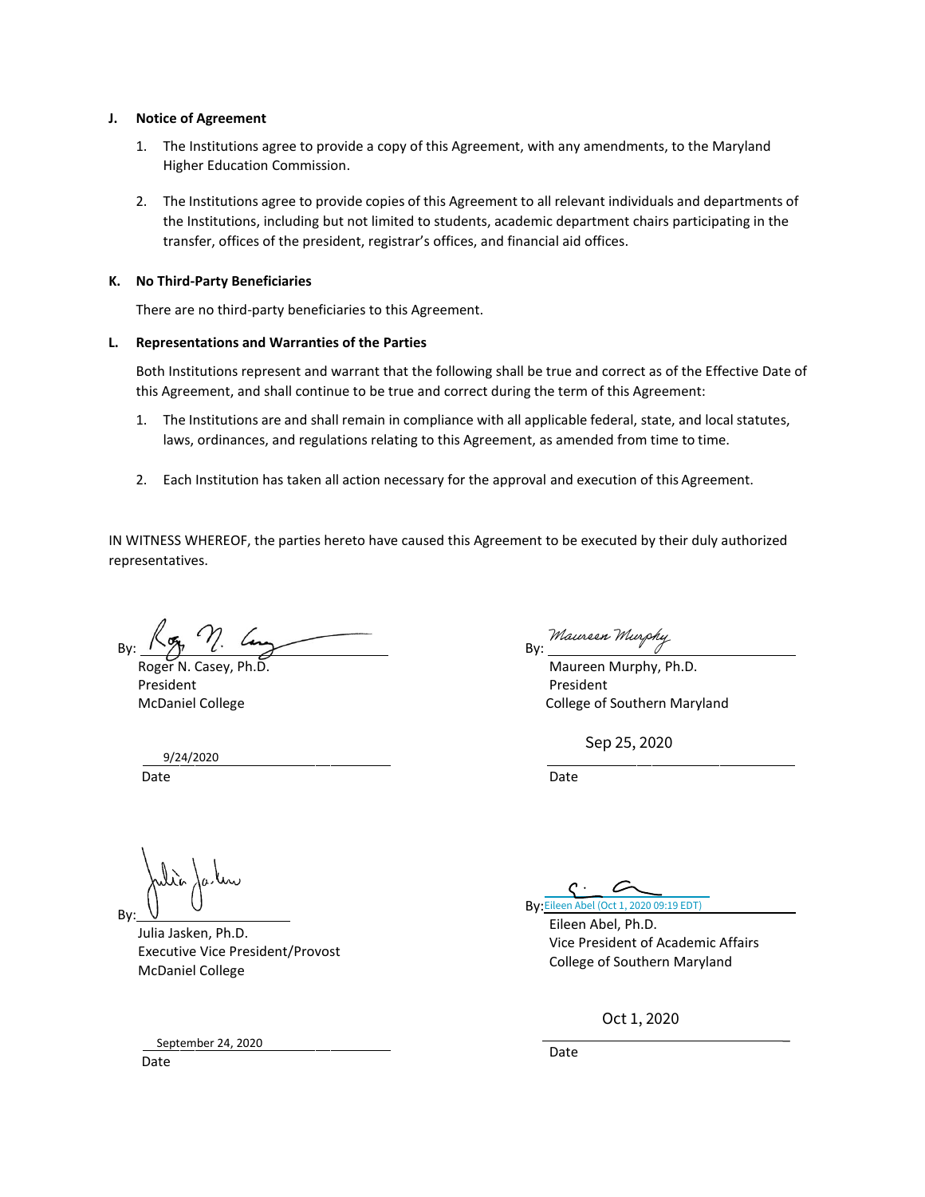**J. Notice of Agreement**

1. The Institutions agree to provide a copy of this Agreement, with any amendments, to the Maryland Higher Education Commission.

2. The Institutions agree to provide copies of this Agreement to all relevant individuals and departments of the Institutions, including but not limited to students, academic department chairs participating in the transfer, offices of the president, registrar's offices, and financial aid offices.

**K. No Third-Party Beneficiaries**

There are no third-party beneficiaries to this Agreement.

**L. Representations and Warranties of the Parties**

Both Institutions represent and warrant that the following shall be true and correct as of the Effective Date of this Agreement, and shall continue to be true and correct during the term of this Agreement:

1. The Institutions are and shall remain in compliance with all applicable federal, state, and local statutes, laws, ordinances, and regulations relating to this Agreement, as amended from time to time.

2. Each Institution has taken all action necessary for the approval and execution of this Agreement.

IN WITNESS WHEREOF, the parties hereto have caused this Agreement to be executed by their duly authorized representatives.

By: ______________________
Roger N. Casey, Ph.D.
President
McDaniel College

9/24/2020
Date

By: ______________________
Maureen Murphy, Ph.D.
President
College of Southern Maryland

Sep 25, 2020
Date

By: ______________________
Julia Jasken, Ph.D.
Executive Vice President/Provost
McDaniel College

September 24, 2020
Date

By: Eileen Abel (Oct 1, 2020 09:19 EDT)
Eileen Abel, Ph.D.
Vice President of Academic Affairs
College of Southern Maryland

Oct 1, 2020
Date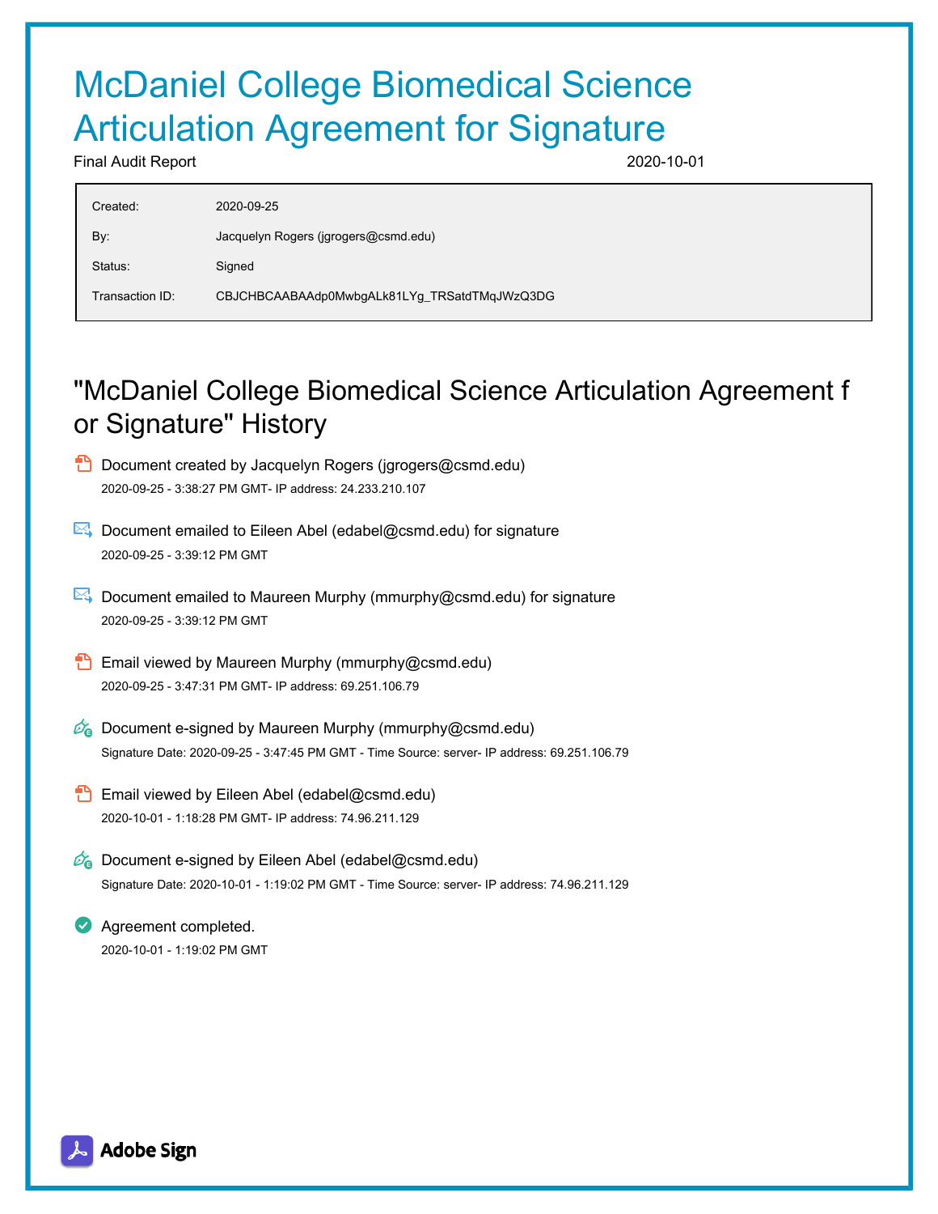# McDaniel College Biomedical Science Articulation Agreement for Signature

Final Audit Report 2020-10-01

| | |
|---|---|
| Created: | 2020-09-25 |
| By: | Jacquelyn Rogers (jgrogers@csmd.edu) |
| Status: | Signed |
| Transaction ID: | CBJCHBCAABAAdp0MwbgALk81LYg_TRSatdTMqJWzQ3DG |

## "McDaniel College Biomedical Science Articulation Agreement f or Signature" History

- Document created by Jacquelyn Rogers (jgrogers@csmd.edu)
  2020-09-25 - 3:38:27 PM GMT- IP address: 24.233.210.107

- Document emailed to Eileen Abel (edabel@csmd.edu) for signature
  2020-09-25 - 3:39:12 PM GMT

- Document emailed to Maureen Murphy (mmurphy@csmd.edu) for signature
  2020-09-25 - 3:39:12 PM GMT

- Email viewed by Maureen Murphy (mmurphy@csmd.edu)
  2020-09-25 - 3:47:31 PM GMT- IP address: 69.251.106.79

- Document e-signed by Maureen Murphy (mmurphy@csmd.edu)
  Signature Date: 2020-09-25 - 3:47:45 PM GMT - Time Source: server- IP address: 69.251.106.79

- Email viewed by Eileen Abel (edabel@csmd.edu)
  2020-10-01 - 1:18:28 PM GMT- IP address: 74.96.211.129

- Document e-signed by Eileen Abel (edabel@csmd.edu)
  Signature Date: 2020-10-01 - 1:19:02 PM GMT - Time Source: server- IP address: 74.96.211.129

- Agreement completed.
  2020-10-01 - 1:19:02 PM GMT

Adobe Sign